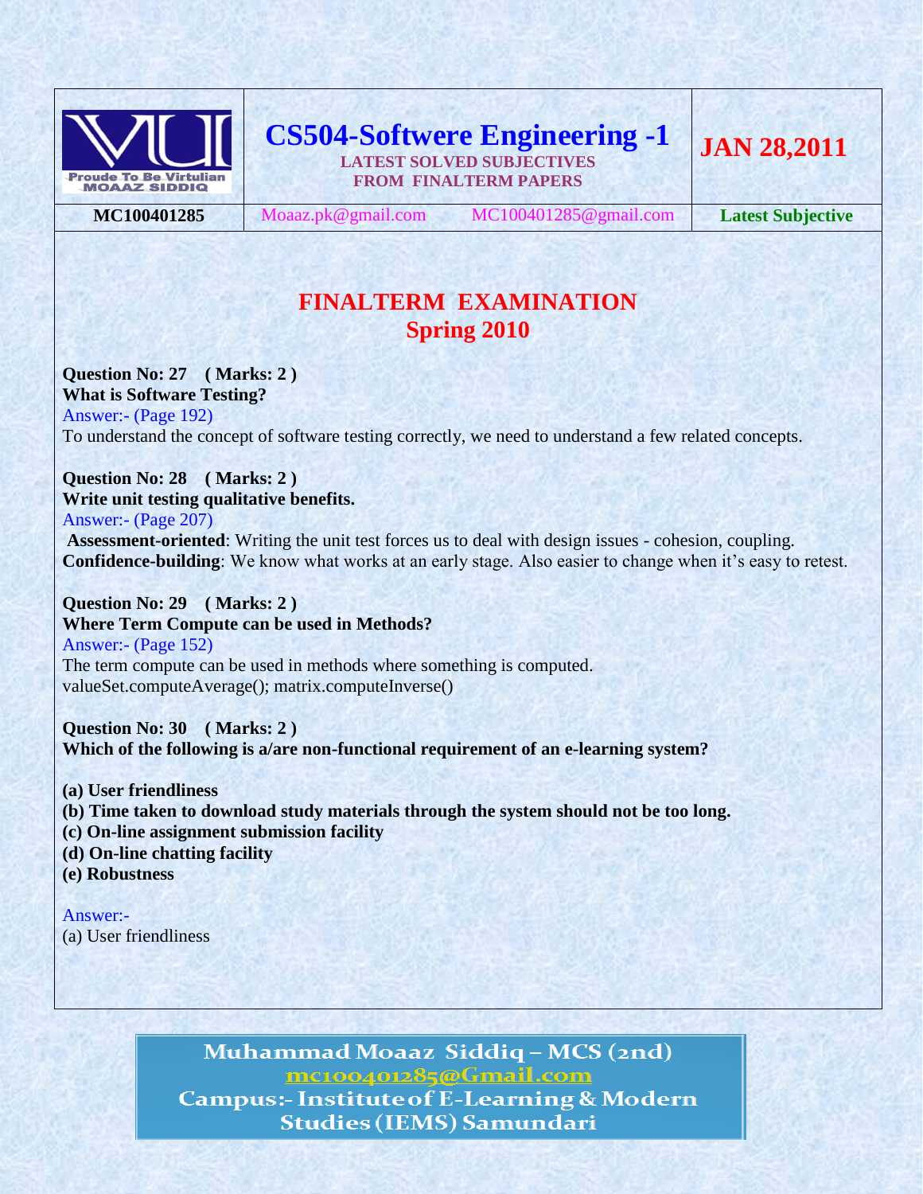| Proude To Be Virtulian MOAAZ SIDDIQ | **CS504-Softwere Engineering -1** LATEST SOLVED SUBJECTIVES FROM FINALTERM PAPERS | | **JAN 28,2011** |
|---|---|---|---|
| **MC100401285** | Moaaz.pk@gmail.com | MC100401285@gmail.com | **Latest Subjective** |

# FINALTERM EXAMINATION
## Spring 2010

**Question No: 27 ( Marks: 2 )**
**What is Software Testing?**
Answer:- (Page 192)
To understand the concept of software testing correctly, we need to understand a few related concepts.

**Question No: 28 ( Marks: 2 )**
**Write unit testing qualitative benefits.**
Answer:- (Page 207)
**Assessment-oriented**: Writing the unit test forces us to deal with design issues - cohesion, coupling.
**Confidence-building**: We know what works at an early stage. Also easier to change when it's easy to retest.

**Question No: 29 ( Marks: 2 )**
**Where Term Compute can be used in Methods?**
Answer:- (Page 152)
The term compute can be used in methods where something is computed.
valueSet.computeAverage(); matrix.computeInverse()

**Question No: 30 ( Marks: 2 )**
**Which of the following is a/are non-functional requirement of an e-learning system?**

**(a) User friendliness**
**(b) Time taken to download study materials through the system should not be too long.**
**(c) On-line assignment submission facility**
**(d) On-line chatting facility**
**(e) Robustness**

Answer:-
(a) User friendliness

Muhammad Moaaz Siddiq – MCS (2nd)
mc100401285@Gmail.com
Campus:- Institute of E-Learning & Modern Studies (IEMS) Samundari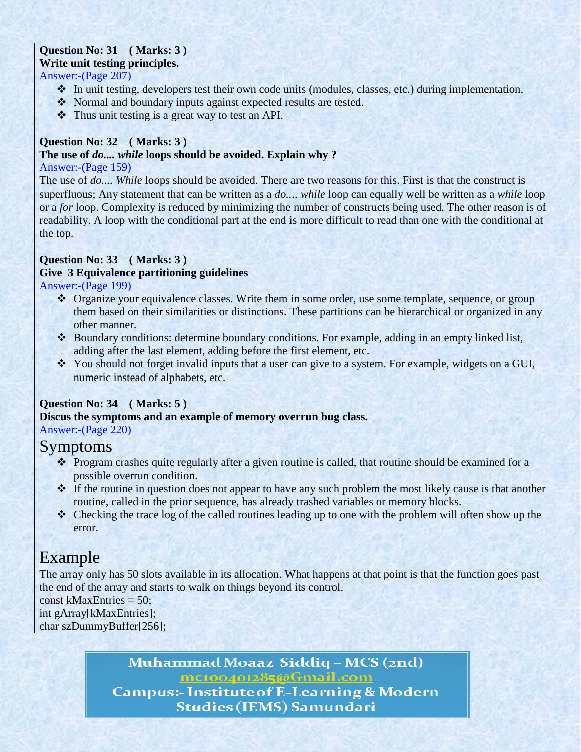**Question No: 31 ( Marks: 3 )**
**Write unit testing principles.**
Answer:-(Page 207)

- In unit testing, developers test their own code units (modules, classes, etc.) during implementation.
- Normal and boundary inputs against expected results are tested.
- Thus unit testing is a great way to test an API.

**Question No: 32 ( Marks: 3 )**
**The use of *do.... while* loops should be avoided. Explain why ?**
Answer:-(Page 159)

The use of *do.... While* loops should be avoided. There are two reasons for this. First is that the construct is superfluous; Any statement that can be written as a *do.... while* loop can equally well be written as a *while* loop or a *for* loop. Complexity is reduced by minimizing the number of constructs being used. The other reason is of readability. A loop with the conditional part at the end is more difficult to read than one with the conditional at the top.

**Question No: 33 ( Marks: 3 )**
**Give 3 Equivalence partitioning guidelines**
Answer:-(Page 199)

- Organize your equivalence classes. Write them in some order, use some template, sequence, or group them based on their similarities or distinctions. These partitions can be hierarchical or organized in any other manner.
- Boundary conditions: determine boundary conditions. For example, adding in an empty linked list, adding after the last element, adding before the first element, etc.
- You should not forget invalid inputs that a user can give to a system. For example, widgets on a GUI, numeric instead of alphabets, etc.

**Question No: 34 ( Marks: 5 )**
**Discus the symptoms and an example of memory overrun bug class.**
Answer:-(Page 220)

# Symptoms

- Program crashes quite regularly after a given routine is called, that routine should be examined for a possible overrun condition.
- If the routine in question does not appear to have any such problem the most likely cause is that another routine, called in the prior sequence, has already trashed variables or memory blocks.
- Checking the trace log of the called routines leading up to one with the problem will often show up the error.

# Example

The array only has 50 slots available in its allocation. What happens at that point is that the function goes past the end of the array and starts to walk on things beyond its control.

```
const kMaxEntries = 50;
int gArray[kMaxEntries];
char szDummyBuffer[256];
```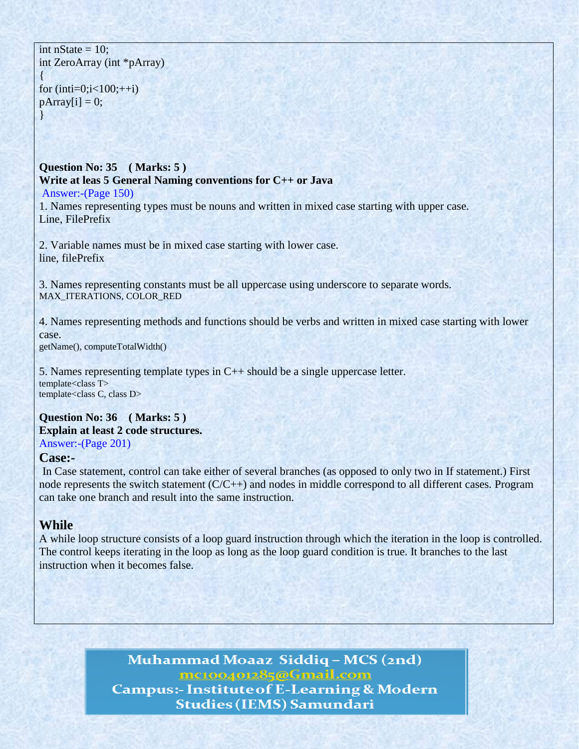```
int nState = 10;
int ZeroArray (int *pArray)
{
for (inti=0;i<100;++i)
pArray[i] = 0;
}
```

**Question No: 35 ( Marks: 5 )**
**Write at leas 5 General Naming conventions for C++ or Java**

Answer:-(Page 150)

1. Names representing types must be nouns and written in mixed case starting with upper case.
Line, FilePrefix

2. Variable names must be in mixed case starting with lower case.
line, filePrefix

3. Names representing constants must be all uppercase using underscore to separate words.
MAX_ITERATIONS, COLOR_RED

4. Names representing methods and functions should be verbs and written in mixed case starting with lower case.
getName(), computeTotalWidth()

5. Names representing template types in C++ should be a single uppercase letter.
template<class T>
template<class C, class D>

**Question No: 36 ( Marks: 5 )**
**Explain at least 2 code structures.**

Answer:-(Page 201)

### Case:-

In Case statement, control can take either of several branches (as opposed to only two in If statement.) First node represents the switch statement (C/C++) and nodes in middle correspond to all different cases. Program can take one branch and result into the same instruction.

### While

A while loop structure consists of a loop guard instruction through which the iteration in the loop is controlled. The control keeps iterating in the loop as long as the loop guard condition is true. It branches to the last instruction when it becomes false.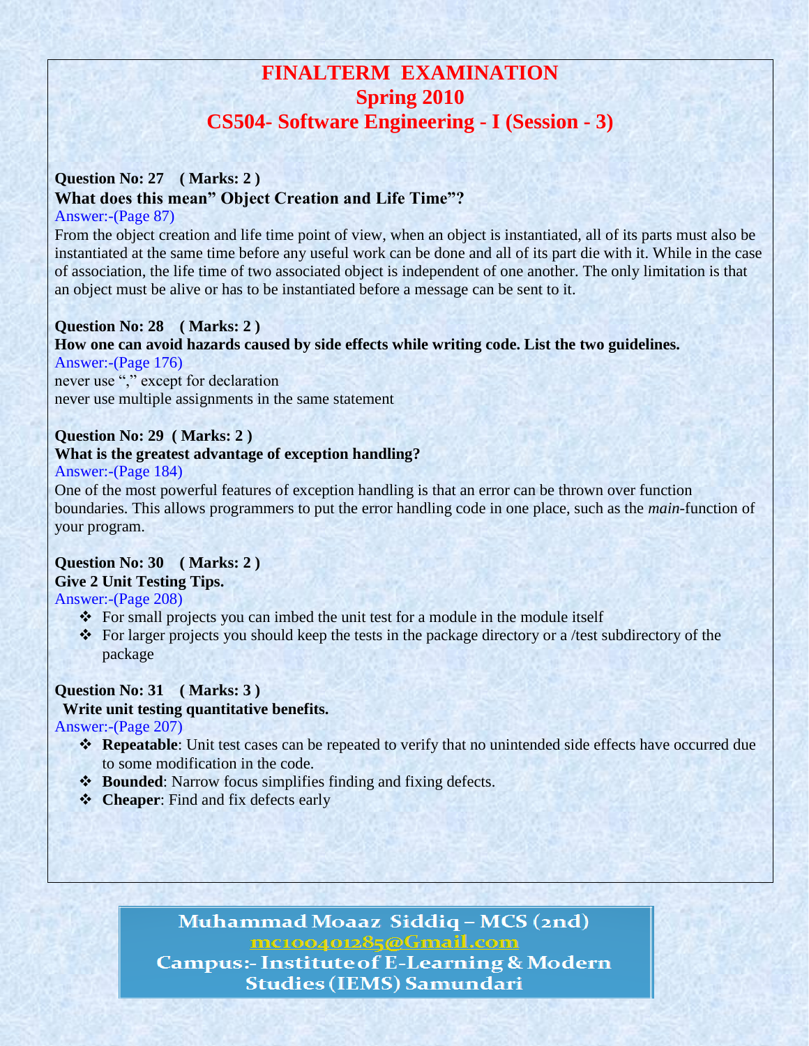# FINALTERM EXAMINATION
## Spring 2010
## CS504- Software Engineering - I (Session - 3)

**Question No: 27 ( Marks: 2 )**

**What does this mean" Object Creation and Life Time"?**

Answer:-(Page 87)

From the object creation and life time point of view, when an object is instantiated, all of its parts must also be instantiated at the same time before any useful work can be done and all of its part die with it. While in the case of association, the life time of two associated object is independent of one another. The only limitation is that an object must be alive or has to be instantiated before a message can be sent to it.

**Question No: 28 ( Marks: 2 )**

**How one can avoid hazards caused by side effects while writing code. List the two guidelines.**

Answer:-(Page 176)

never use "," except for declaration
never use multiple assignments in the same statement

**Question No: 29 ( Marks: 2 )**

**What is the greatest advantage of exception handling?**

Answer:-(Page 184)

One of the most powerful features of exception handling is that an error can be thrown over function boundaries. This allows programmers to put the error handling code in one place, such as the *main*-function of your program.

**Question No: 30 ( Marks: 2 )**

**Give 2 Unit Testing Tips.**

Answer:-(Page 208)

- For small projects you can imbed the unit test for a module in the module itself
- For larger projects you should keep the tests in the package directory or a /test subdirectory of the package

**Question No: 31 ( Marks: 3 )**

**Write unit testing quantitative benefits.**

Answer:-(Page 207)

- **Repeatable**: Unit test cases can be repeated to verify that no unintended side effects have occurred due to some modification in the code.
- **Bounded**: Narrow focus simplifies finding and fixing defects.
- **Cheaper**: Find and fix defects early

Muhammad Moaaz Siddiq – MCS (2nd)
mc100401285@Gmail.com
Campus:- Institute of E-Learning & Modern Studies (IEMS) Samundari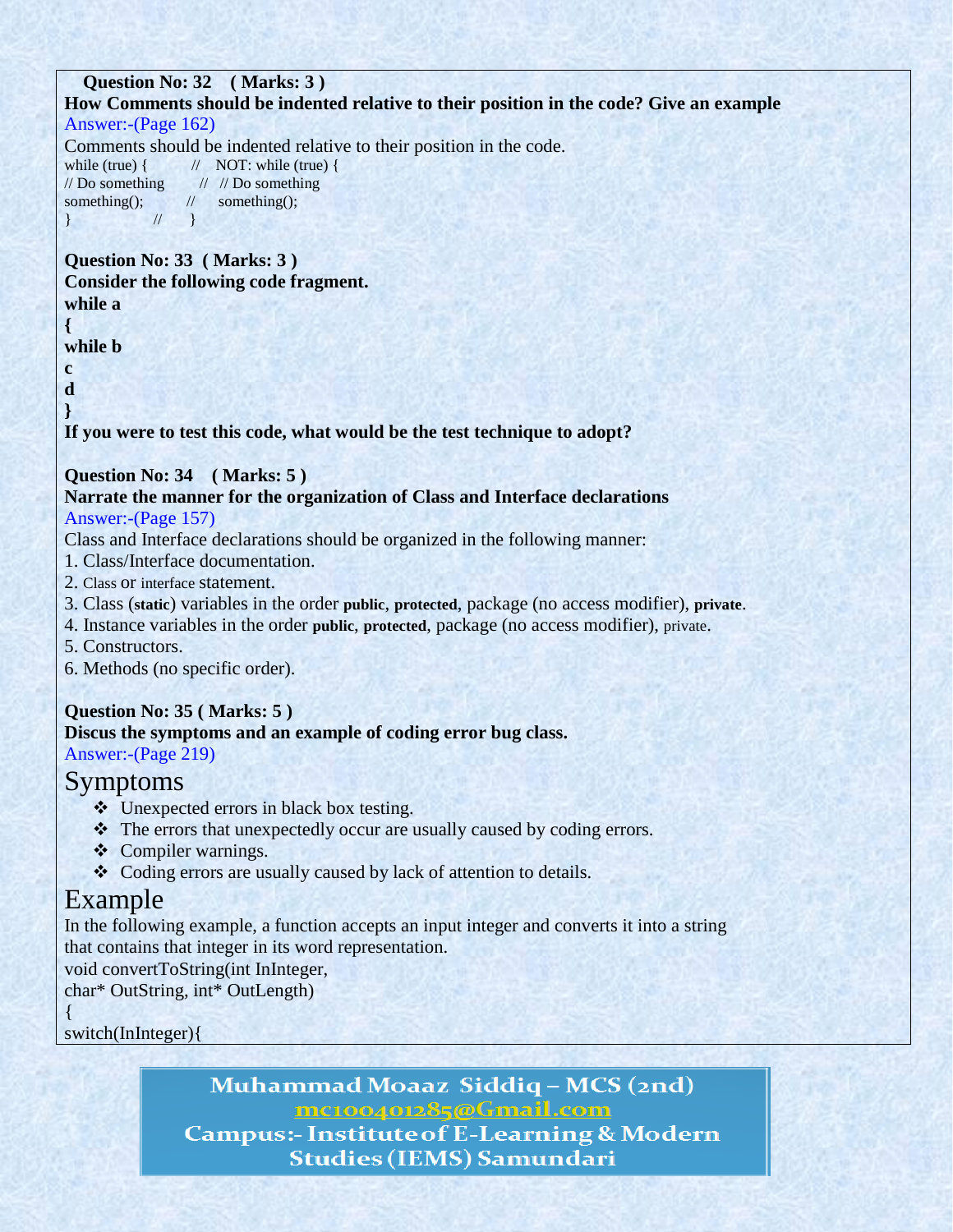**Question No: 32 ( Marks: 3 )**

**How Comments should be indented relative to their position in the code? Give an example**

Answer:-(Page 162)

Comments should be indented relative to their position in the code.

```
while (true) {          //    NOT: while (true) {
// Do something         //  // Do something
something();            //      something();
}                       //      }
```

**Question No: 33 ( Marks: 3 )**

**Consider the following code fragment.**

```
while a
{
while b
c
d
}
```

**If you were to test this code, what would be the test technique to adopt?**

**Question No: 34 ( Marks: 5 )**

**Narrate the manner for the organization of Class and Interface declarations**

Answer:-(Page 157)

Class and Interface declarations should be organized in the following manner:

1. Class/Interface documentation.
2. Class or interface statement.
3. Class (**static**) variables in the order **public**, **protected**, package (no access modifier), **private**.
4. Instance variables in the order **public**, **protected**, package (no access modifier), private.
5. Constructors.
6. Methods (no specific order).

**Question No: 35 ( Marks: 5 )**

**Discus the symptoms and an example of coding error bug class.**

Answer:-(Page 219)

## Symptoms

- Unexpected errors in black box testing.
- The errors that unexpectedly occur are usually caused by coding errors.
- Compiler warnings.
- Coding errors are usually caused by lack of attention to details.

## Example

In the following example, a function accepts an input integer and converts it into a string that contains that integer in its word representation.

```
void convertToString(int InInteger,
char* OutString, int* OutLength)
{
switch(InInteger){
```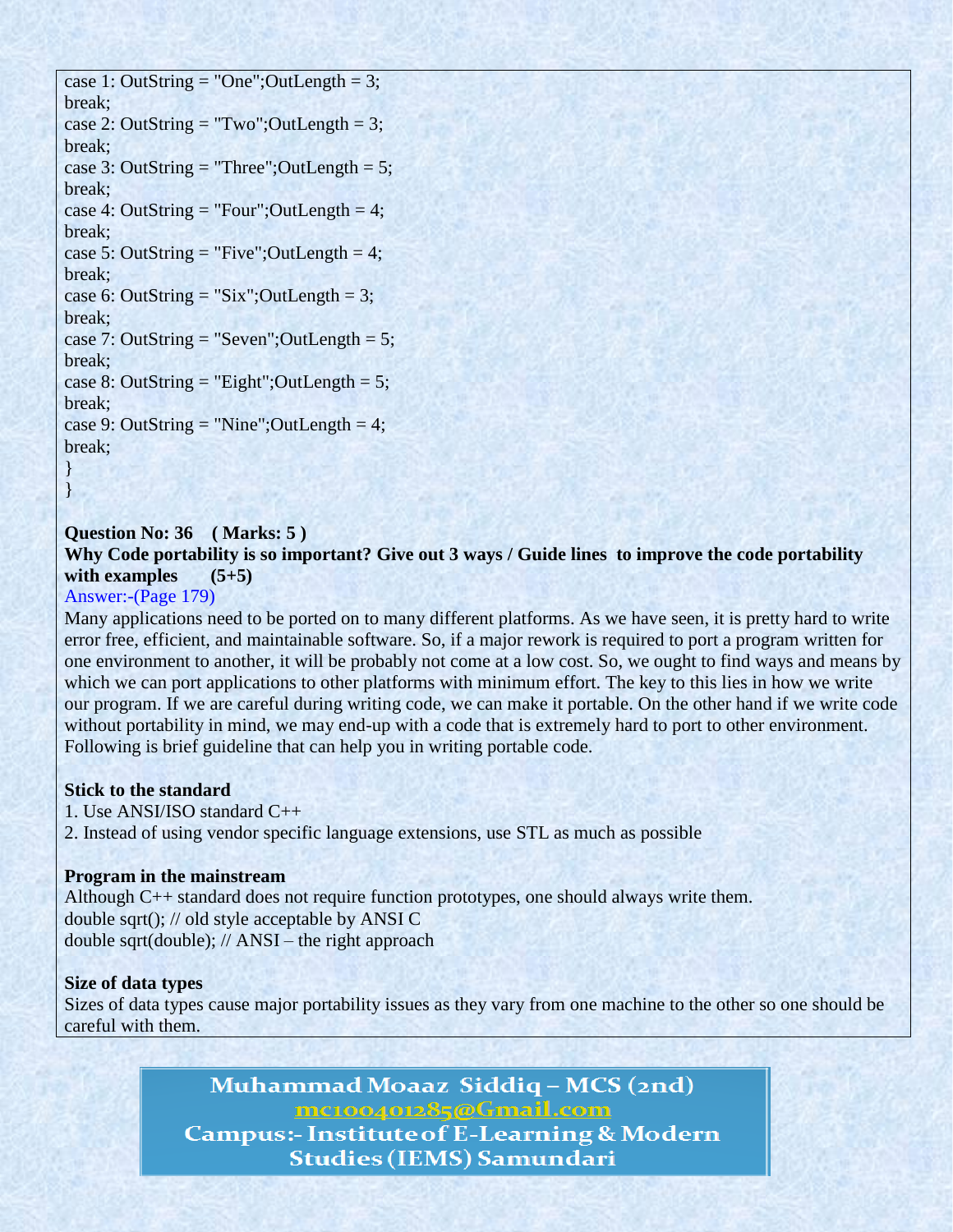```
case 1: OutString = "One";OutLength = 3;
break;
case 2: OutString = "Two";OutLength = 3;
break;
case 3: OutString = "Three";OutLength = 5;
break;
case 4: OutString = "Four";OutLength = 4;
break;
case 5: OutString = "Five";OutLength = 4;
break;
case 6: OutString = "Six";OutLength = 3;
break;
case 7: OutString = "Seven";OutLength = 5;
break;
case 8: OutString = "Eight";OutLength = 5;
break;
case 9: OutString = "Nine";OutLength = 4;
break;
}
}
```

**Question No: 36 ( Marks: 5 )**

**Why Code portability is so important? Give out 3 ways / Guide lines to improve the code portability with examples (5+5)**

Answer:-(Page 179)

Many applications need to be ported on to many different platforms. As we have seen, it is pretty hard to write error free, efficient, and maintainable software. So, if a major rework is required to port a program written for one environment to another, it will be probably not come at a low cost. So, we ought to find ways and means by which we can port applications to other platforms with minimum effort. The key to this lies in how we write our program. If we are careful during writing code, we can make it portable. On the other hand if we write code without portability in mind, we may end-up with a code that is extremely hard to port to other environment. Following is brief guideline that can help you in writing portable code.

**Stick to the standard**

1. Use ANSI/ISO standard C++
2. Instead of using vendor specific language extensions, use STL as much as possible

**Program in the mainstream**

Although C++ standard does not require function prototypes, one should always write them.

```
double sqrt(); // old style acceptable by ANSI C
double sqrt(double); // ANSI – the right approach
```

**Size of data types**

Sizes of data types cause major portability issues as they vary from one machine to the other so one should be careful with them.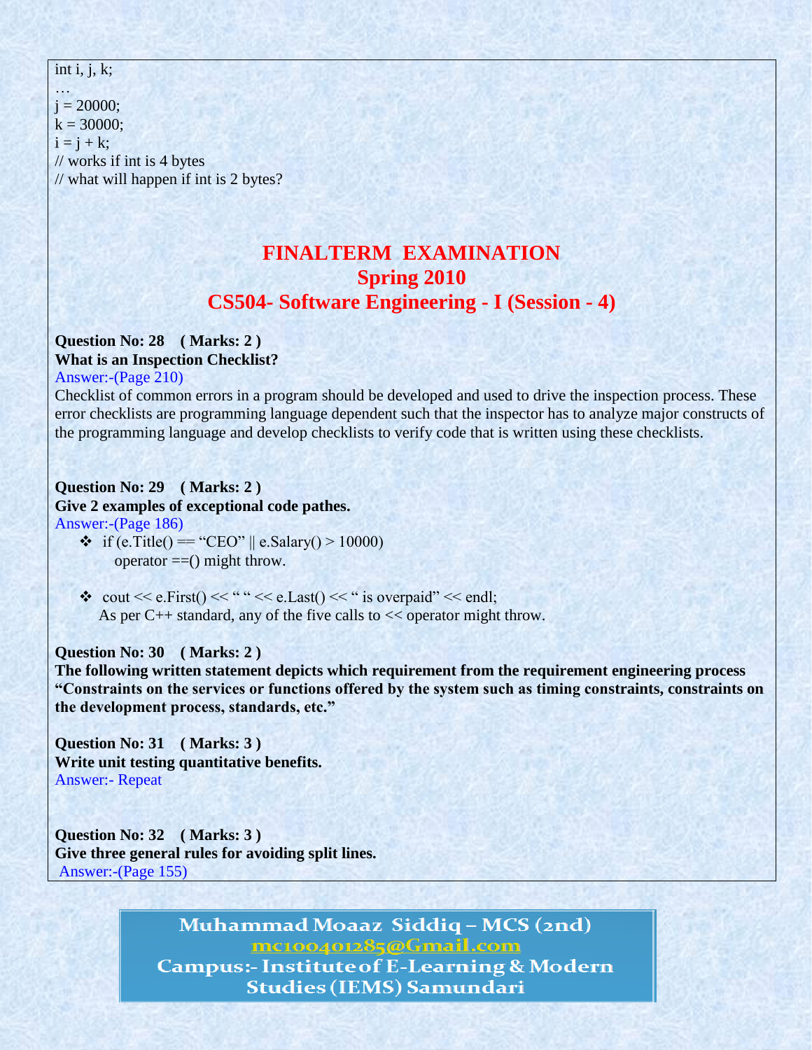```
int i, j, k;
…
j = 20000;
k = 30000;
i = j + k;
// works if int is 4 bytes
// what will happen if int is 2 bytes?
```

# FINALTERM EXAMINATION
## Spring 2010
## CS504- Software Engineering - I (Session - 4)

**Question No: 28 ( Marks: 2 )**
**What is an Inspection Checklist?**
Answer:-(Page 210)
Checklist of common errors in a program should be developed and used to drive the inspection process. These error checklists are programming language dependent such that the inspector has to analyze major constructs of the programming language and develop checklists to verify code that is written using these checklists.

**Question No: 29 ( Marks: 2 )**
**Give 2 examples of exceptional code pathes.**
Answer:-(Page 186)

- if (e.Title() == "CEO" || e.Salary() > 10000)
  operator ==() might throw.

- cout << e.First() << " " << e.Last() << " is overpaid" << endl;
  As per C++ standard, any of the five calls to << operator might throw.

**Question No: 30 ( Marks: 2 )**
**The following written statement depicts which requirement from the requirement engineering process "Constraints on the services or functions offered by the system such as timing constraints, constraints on the development process, standards, etc."**

**Question No: 31 ( Marks: 3 )**
**Write unit testing quantitative benefits.**
Answer:- Repeat

**Question No: 32 ( Marks: 3 )**
**Give three general rules for avoiding split lines.**
Answer:-(Page 155)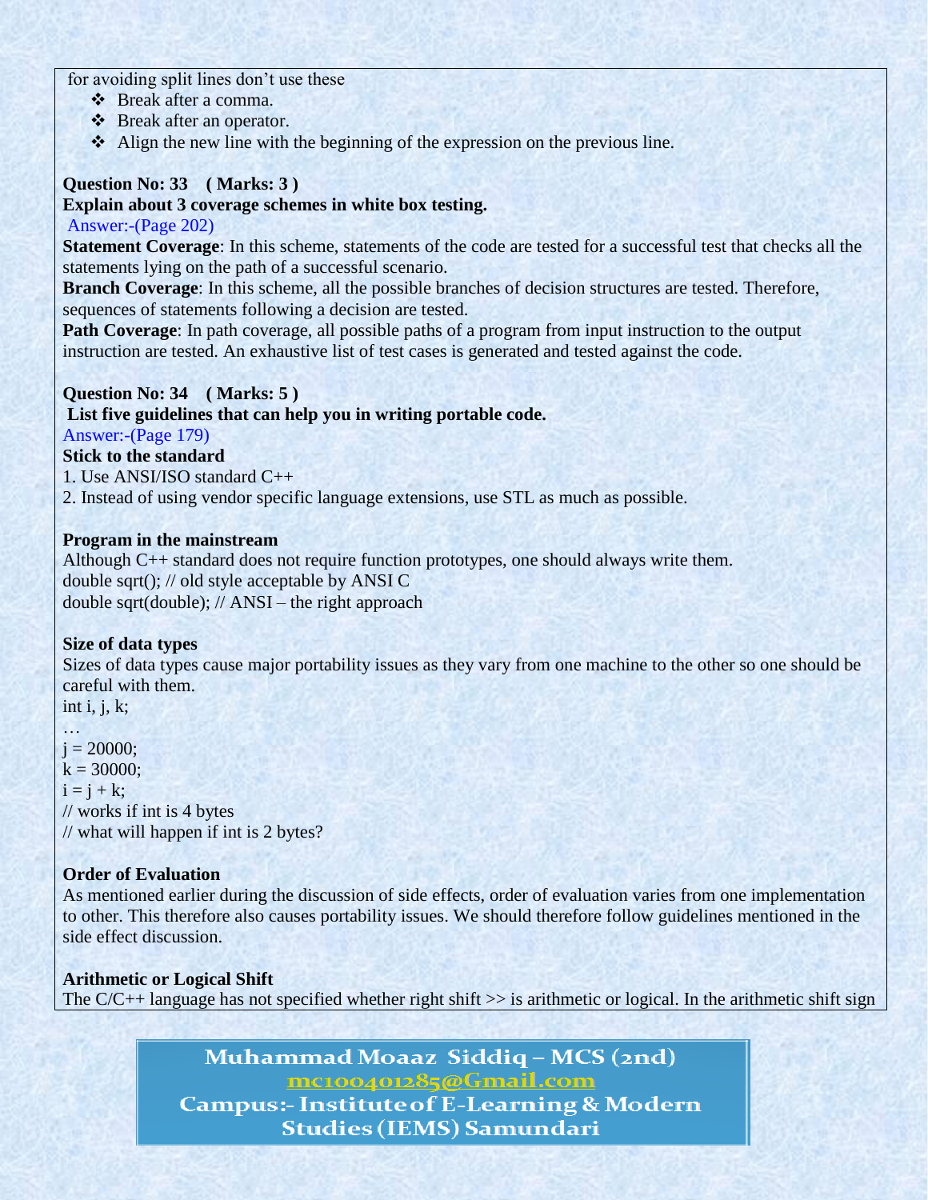for avoiding split lines don't use these

- Break after a comma.
- Break after an operator.
- Align the new line with the beginning of the expression on the previous line.

**Question No: 33 ( Marks: 3 )**

**Explain about 3 coverage schemes in white box testing.**

Answer:-(Page 202)

**Statement Coverage**: In this scheme, statements of the code are tested for a successful test that checks all the statements lying on the path of a successful scenario.

**Branch Coverage**: In this scheme, all the possible branches of decision structures are tested. Therefore, sequences of statements following a decision are tested.

**Path Coverage**: In path coverage, all possible paths of a program from input instruction to the output instruction are tested. An exhaustive list of test cases is generated and tested against the code.

**Question No: 34 ( Marks: 5 )**

**List five guidelines that can help you in writing portable code.**

Answer:-(Page 179)

**Stick to the standard**

1. Use ANSI/ISO standard C++
2. Instead of using vendor specific language extensions, use STL as much as possible.

**Program in the mainstream**

Although C++ standard does not require function prototypes, one should always write them.

```
double sqrt(); // old style acceptable by ANSI C
double sqrt(double); // ANSI – the right approach
```

**Size of data types**

Sizes of data types cause major portability issues as they vary from one machine to the other so one should be careful with them.

```
int i, j, k;
…
j = 20000;
k = 30000;
i = j + k;
// works if int is 4 bytes
// what will happen if int is 2 bytes?
```

**Order of Evaluation**

As mentioned earlier during the discussion of side effects, order of evaluation varies from one implementation to other. This therefore also causes portability issues. We should therefore follow guidelines mentioned in the side effect discussion.

**Arithmetic or Logical Shift**

The C/C++ language has not specified whether right shift >> is arithmetic or logical. In the arithmetic shift sign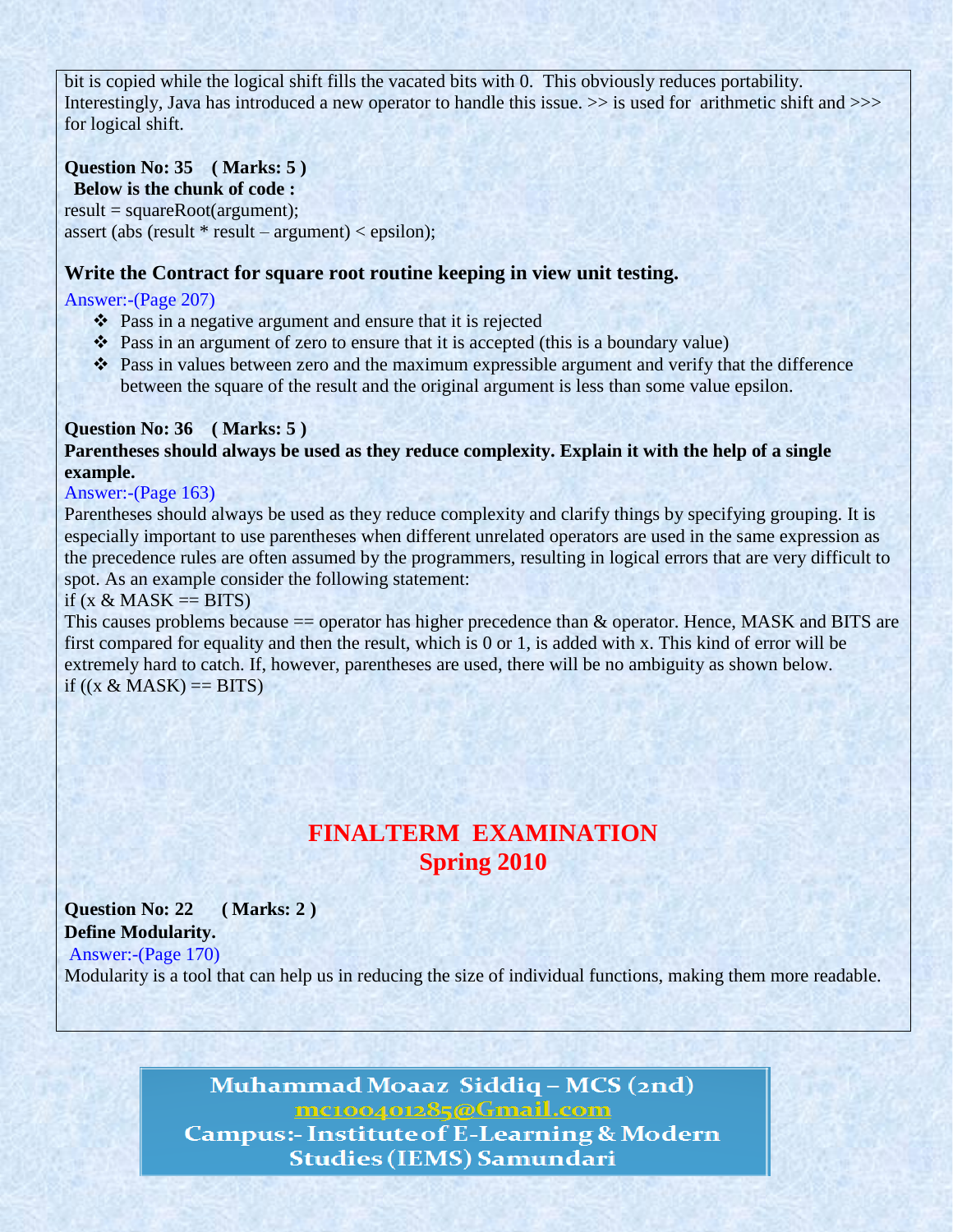bit is copied while the logical shift fills the vacated bits with 0. This obviously reduces portability. Interestingly, Java has introduced a new operator to handle this issue. >> is used for arithmetic shift and >>> for logical shift.

**Question No: 35 ( Marks: 5 )**

**Below is the chunk of code :**

```
result = squareRoot(argument);
assert (abs (result * result – argument) < epsilon);
```

### Write the Contract for square root routine keeping in view unit testing.

Answer:-(Page 207)

- Pass in a negative argument and ensure that it is rejected
- Pass in an argument of zero to ensure that it is accepted (this is a boundary value)
- Pass in values between zero and the maximum expressible argument and verify that the difference between the square of the result and the original argument is less than some value epsilon.

**Question No: 36 ( Marks: 5 )**

**Parentheses should always be used as they reduce complexity. Explain it with the help of a single example.**

Answer:-(Page 163)

Parentheses should always be used as they reduce complexity and clarify things by specifying grouping. It is especially important to use parentheses when different unrelated operators are used in the same expression as the precedence rules are often assumed by the programmers, resulting in logical errors that are very difficult to spot. As an example consider the following statement:

```
if (x & MASK == BITS)
```

This causes problems because == operator has higher precedence than & operator. Hence, MASK and BITS are first compared for equality and then the result, which is 0 or 1, is added with x. This kind of error will be extremely hard to catch. If, however, parentheses are used, there will be no ambiguity as shown below.

```
if ((x & MASK) == BITS)
```

## FINALTERM EXAMINATION
## Spring 2010

**Question No: 22 ( Marks: 2 )**

**Define Modularity.**

Answer:-(Page 170)

Modularity is a tool that can help us in reducing the size of individual functions, making them more readable.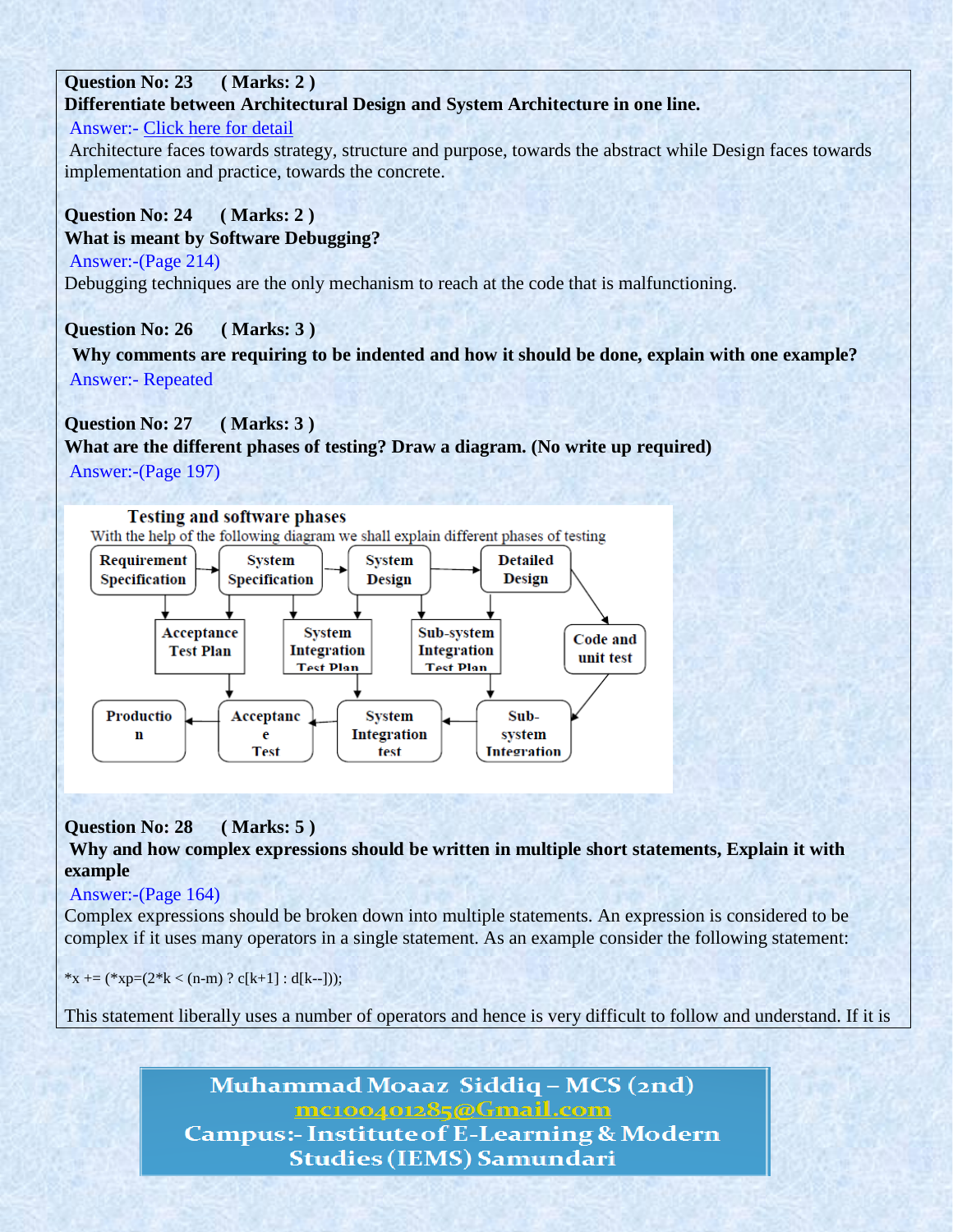**Question No: 23 ( Marks: 2 )**

**Differentiate between Architectural Design and System Architecture in one line.**

Answer:- Click here for detail

Architecture faces towards strategy, structure and purpose, towards the abstract while Design faces towards implementation and practice, towards the concrete.

**Question No: 24 ( Marks: 2 )**

**What is meant by Software Debugging?**

Answer:-(Page 214)

Debugging techniques are the only mechanism to reach at the code that is malfunctioning.

**Question No: 26 ( Marks: 3 )**

**Why comments are requiring to be indented and how it should be done, explain with one example?**

Answer:- Repeated

**Question No: 27 ( Marks: 3 )**

**What are the different phases of testing? Draw a diagram. (No write up required)**

Answer:-(Page 197)

**Testing and software phases**

With the help of the following diagram we shall explain different phases of testing

Requirement Specification → System Specification → System Design → Detailed Design → Code and unit test

Requirement Specification → Acceptance Test Plan; System Specification → Acceptance Test Plan, System Integration Test Plan; System Design → System Integration Test Plan, Sub-system Integration Test Plan; Detailed Design → Sub-system Integration Test Plan

Code and unit test → Sub-system Integration → System Integration test → Acceptance Test → Production

**Question No: 28 ( Marks: 5 )**

**Why and how complex expressions should be written in multiple short statements, Explain it with example**

Answer:-(Page 164)

Complex expressions should be broken down into multiple statements. An expression is considered to be complex if it uses many operators in a single statement. As an example consider the following statement:

```
*x += (*xp=(2*k < (n-m) ? c[k+1] : d[k--]));
```

This statement liberally uses a number of operators and hence is very difficult to follow and understand. If it is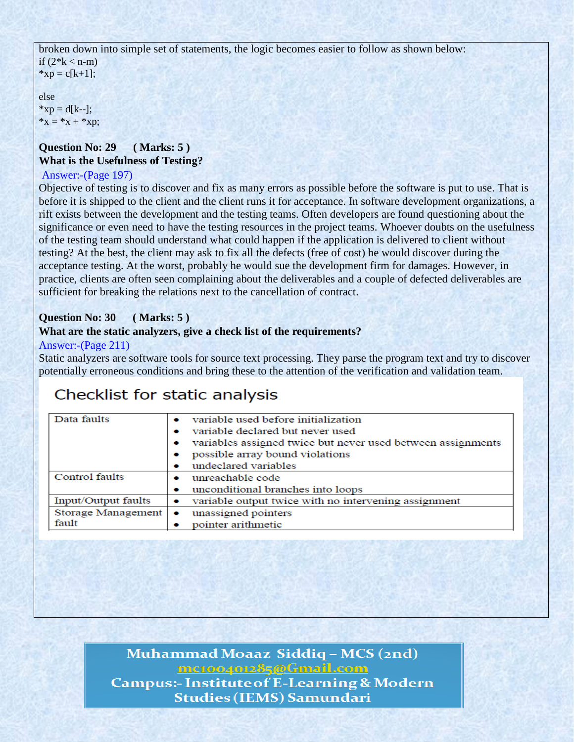broken down into simple set of statements, the logic becomes easier to follow as shown below:

```
if (2*k < n-m)
*xp = c[k+1];

else
*xp = d[k--];
*x = *x + *xp;
```

**Question No: 29 ( Marks: 5 )**

**What is the Usefulness of Testing?**

Answer:-(Page 197)

Objective of testing is to discover and fix as many errors as possible before the software is put to use. That is before it is shipped to the client and the client runs it for acceptance. In software development organizations, a rift exists between the development and the testing teams. Often developers are found questioning about the significance or even need to have the testing resources in the project teams. Whoever doubts on the usefulness of the testing team should understand what could happen if the application is delivered to client without testing? At the best, the client may ask to fix all the defects (free of cost) he would discover during the acceptance testing. At the worst, probably he would sue the development firm for damages. However, in practice, clients are often seen complaining about the deliverables and a couple of defected deliverables are sufficient for breaking the relations next to the cancellation of contract.

**Question No: 30 ( Marks: 5 )**

**What are the static analyzers, give a check list of the requirements?**

Answer:-(Page 211)

Static analyzers are software tools for source text processing. They parse the program text and try to discover potentially erroneous conditions and bring these to the attention of the verification and validation team.

## Checklist for static analysis

| | |
|---|---|
| Data faults | • variable used before initialization<br>• variable declared but never used<br>• variables assigned twice but never used between assignments<br>• possible array bound violations<br>• undeclared variables |
| Control faults | • unreachable code<br>• unconditional branches into loops |
| Input/Output faults | • variable output twice with no intervening assignment |
| Storage Management fault | • unassigned pointers<br>• pointer arithmetic |

**Muhammad Moaaz Siddiq – MCS (2nd)**
mc100401285@Gmail.com
**Campus:- Institute of E-Learning & Modern Studies (IEMS) Samundari**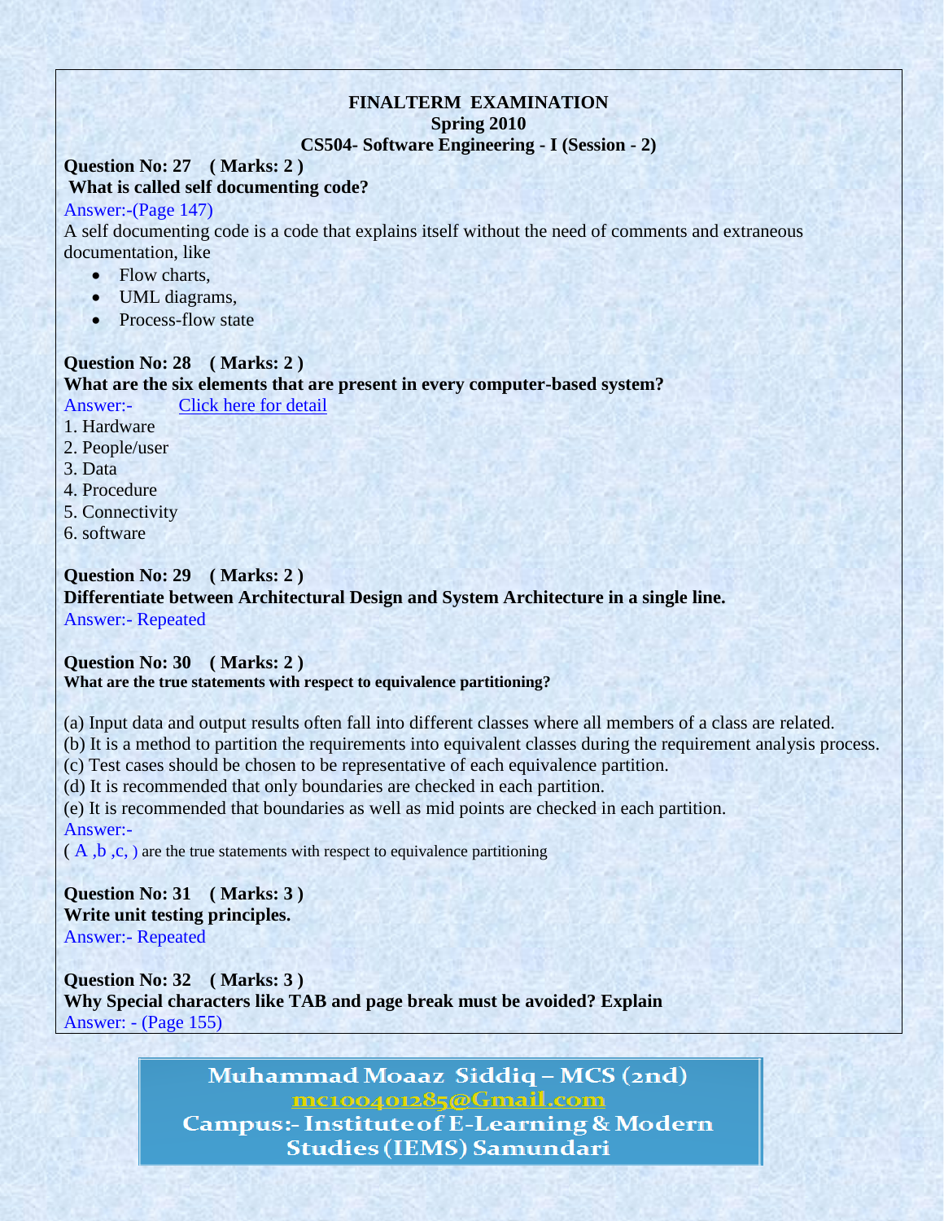**FINALTERM EXAMINATION**
**Spring 2010**
**CS504- Software Engineering - I (Session - 2)**

**Question No: 27 ( Marks: 2 )**
**What is called self documenting code?**

Answer:-(Page 147)

A self documenting code is a code that explains itself without the need of comments and extraneous documentation, like

- Flow charts,
- UML diagrams,
- Process-flow state

**Question No: 28 ( Marks: 2 )**
**What are the six elements that are present in every computer-based system?**

Answer:- Click here for detail

1. Hardware
2. People/user
3. Data
4. Procedure
5. Connectivity
6. software

**Question No: 29 ( Marks: 2 )**
**Differentiate between Architectural Design and System Architecture in a single line.**

Answer:- Repeated

**Question No: 30 ( Marks: 2 )**
**What are the true statements with respect to equivalence partitioning?**

(a) Input data and output results often fall into different classes where all members of a class are related.
(b) It is a method to partition the requirements into equivalent classes during the requirement analysis process.
(c) Test cases should be chosen to be representative of each equivalence partition.
(d) It is recommended that only boundaries are checked in each partition.
(e) It is recommended that boundaries as well as mid points are checked in each partition.

Answer:-

( A ,b ,c, ) are the true statements with respect to equivalence partitioning

**Question No: 31 ( Marks: 3 )**
**Write unit testing principles.**

Answer:- Repeated

**Question No: 32 ( Marks: 3 )**
**Why Special characters like TAB and page break must be avoided? Explain**

Answer: - (Page 155)

Muhammad Moaaz Siddiq – MCS (2nd)
mc100401285@Gmail.com
Campus:- Institute of E-Learning & Modern Studies (IEMS) Samundari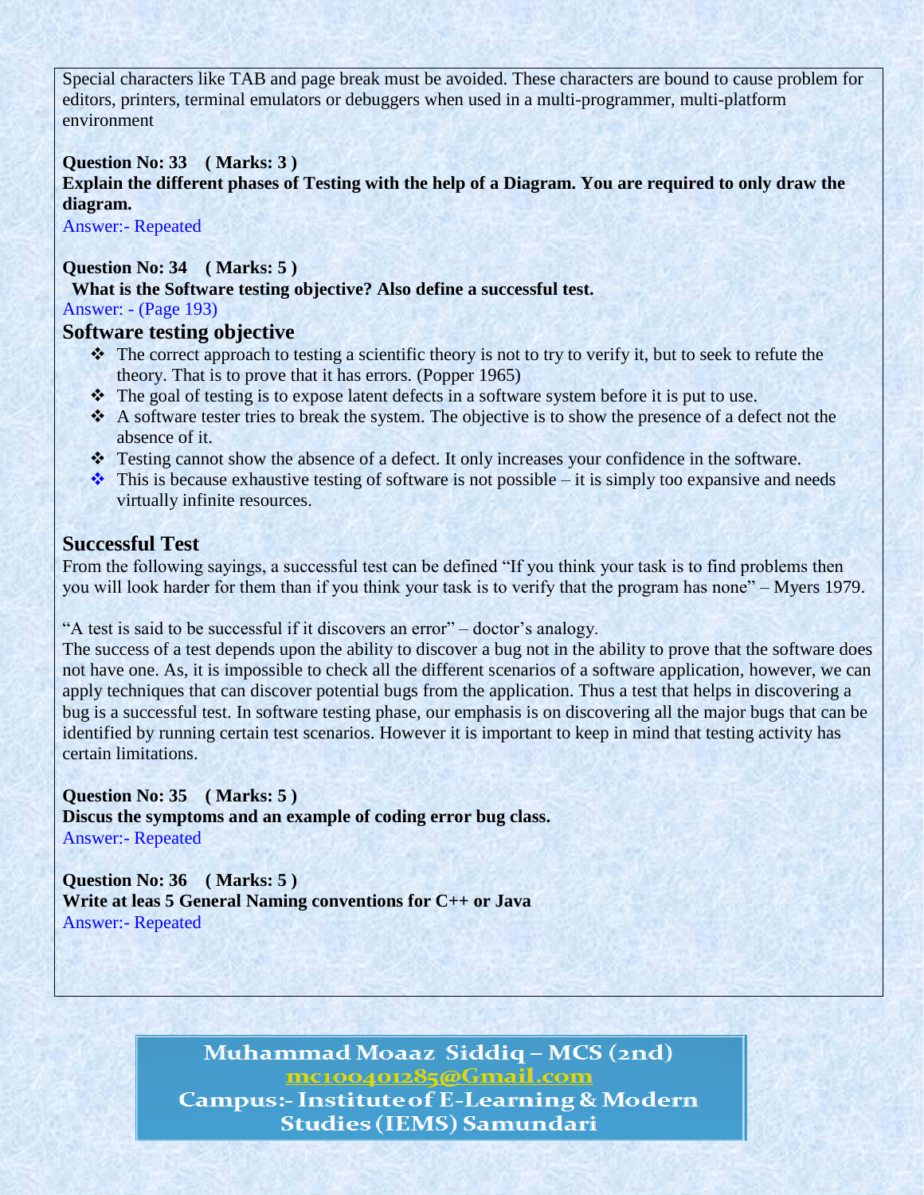Special characters like TAB and page break must be avoided. These characters are bound to cause problem for editors, printers, terminal emulators or debuggers when used in a multi-programmer, multi-platform environment

**Question No: 33 ( Marks: 3 )**

**Explain the different phases of Testing with the help of a Diagram. You are required to only draw the diagram.**

Answer:- Repeated

**Question No: 34 ( Marks: 5 )**

**What is the Software testing objective? Also define a successful test.**

Answer: - (Page 193)

### Software testing objective

- The correct approach to testing a scientific theory is not to try to verify it, but to seek to refute the theory. That is to prove that it has errors. (Popper 1965)
- The goal of testing is to expose latent defects in a software system before it is put to use.
- A software tester tries to break the system. The objective is to show the presence of a defect not the absence of it.
- Testing cannot show the absence of a defect. It only increases your confidence in the software.
- This is because exhaustive testing of software is not possible – it is simply too expansive and needs virtually infinite resources.

### Successful Test

From the following sayings, a successful test can be defined "If you think your task is to find problems then you will look harder for them than if you think your task is to verify that the program has none" – Myers 1979.

"A test is said to be successful if it discovers an error" – doctor's analogy.
The success of a test depends upon the ability to discover a bug not in the ability to prove that the software does not have one. As, it is impossible to check all the different scenarios of a software application, however, we can apply techniques that can discover potential bugs from the application. Thus a test that helps in discovering a bug is a successful test. In software testing phase, our emphasis is on discovering all the major bugs that can be identified by running certain test scenarios. However it is important to keep in mind that testing activity has certain limitations.

**Question No: 35 ( Marks: 5 )**

**Discus the symptoms and an example of coding error bug class.**

Answer:- Repeated

**Question No: 36 ( Marks: 5 )**

**Write at leas 5 General Naming conventions for C++ or Java**

Answer:- Repeated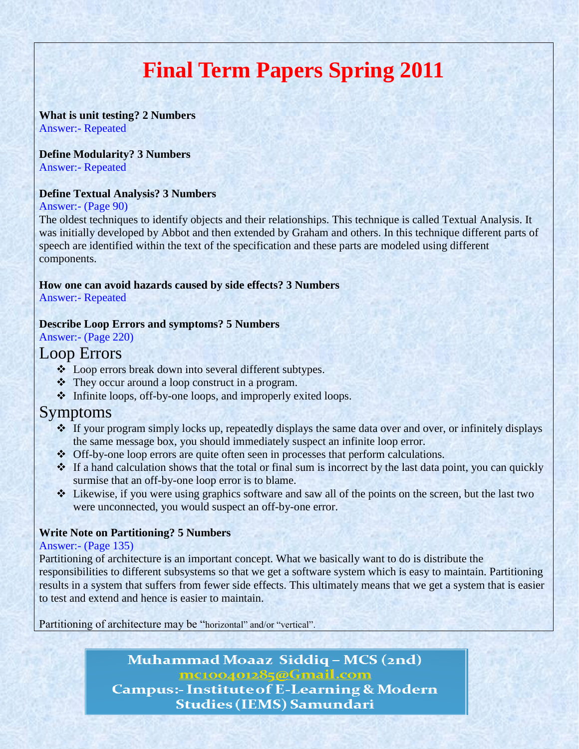# Final Term Papers Spring 2011

**What is unit testing? 2 Numbers**

Answer:- Repeated

**Define Modularity? 3 Numbers**

Answer:- Repeated

**Define Textual Analysis? 3 Numbers**

Answer:- (Page 90)

The oldest techniques to identify objects and their relationships. This technique is called Textual Analysis. It was initially developed by Abbot and then extended by Graham and others. In this technique different parts of speech are identified within the text of the specification and these parts are modeled using different components.

**How one can avoid hazards caused by side effects? 3 Numbers**

Answer:- Repeated

**Describe Loop Errors and symptoms? 5 Numbers**

Answer:- (Page 220)

## Loop Errors

- Loop errors break down into several different subtypes.
- They occur around a loop construct in a program.
- Infinite loops, off-by-one loops, and improperly exited loops.

## Symptoms

- If your program simply locks up, repeatedly displays the same data over and over, or infinitely displays the same message box, you should immediately suspect an infinite loop error.
- Off-by-one loop errors are quite often seen in processes that perform calculations.
- If a hand calculation shows that the total or final sum is incorrect by the last data point, you can quickly surmise that an off-by-one loop error is to blame.
- Likewise, if you were using graphics software and saw all of the points on the screen, but the last two were unconnected, you would suspect an off-by-one error.

**Write Note on Partitioning? 5 Numbers**

Answer:- (Page 135)

Partitioning of architecture is an important concept. What we basically want to do is distribute the responsibilities to different subsystems so that we get a software system which is easy to maintain. Partitioning results in a system that suffers from fewer side effects. This ultimately means that we get a system that is easier to test and extend and hence is easier to maintain.

Partitioning of architecture may be "horizontal" and/or "vertical".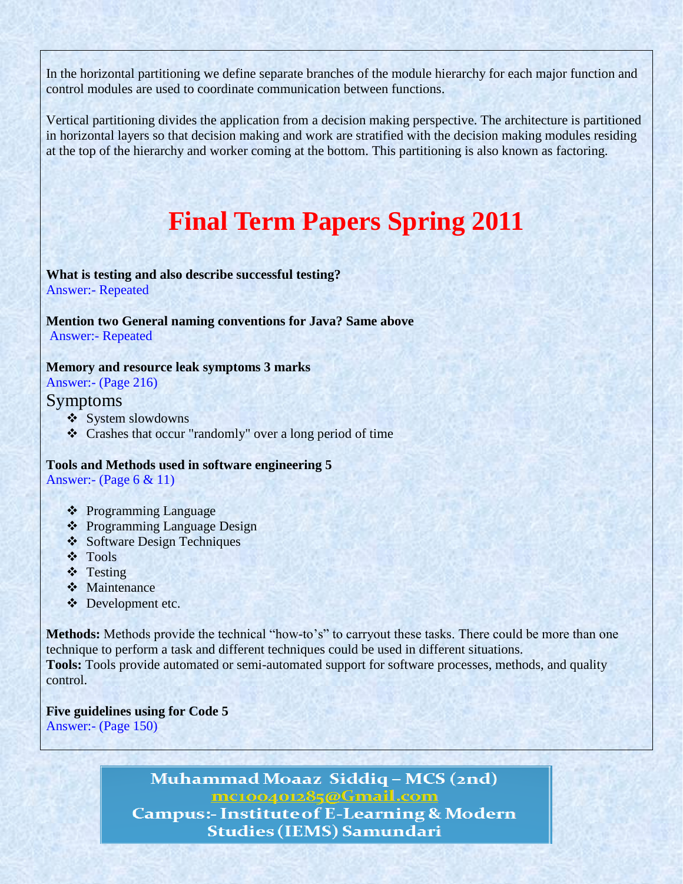In the horizontal partitioning we define separate branches of the module hierarchy for each major function and control modules are used to coordinate communication between functions.

Vertical partitioning divides the application from a decision making perspective. The architecture is partitioned in horizontal layers so that decision making and work are stratified with the decision making modules residing at the top of the hierarchy and worker coming at the bottom. This partitioning is also known as factoring.

# Final Term Papers Spring 2011

**What is testing and also describe successful testing?**
Answer:- Repeated

**Mention two General naming conventions for Java? Same above**
Answer:- Repeated

**Memory and resource leak symptoms 3 marks**
Answer:- (Page 216)

Symptoms

- System slowdowns
- Crashes that occur "randomly" over a long period of time

**Tools and Methods used in software engineering 5**
Answer:- (Page 6 & 11)

- Programming Language
- Programming Language Design
- Software Design Techniques
- Tools
- Testing
- Maintenance
- Development etc.

**Methods:** Methods provide the technical "how-to's" to carryout these tasks. There could be more than one technique to perform a task and different techniques could be used in different situations.
**Tools:** Tools provide automated or semi-automated support for software processes, methods, and quality control.

**Five guidelines using for Code 5**
Answer:- (Page 150)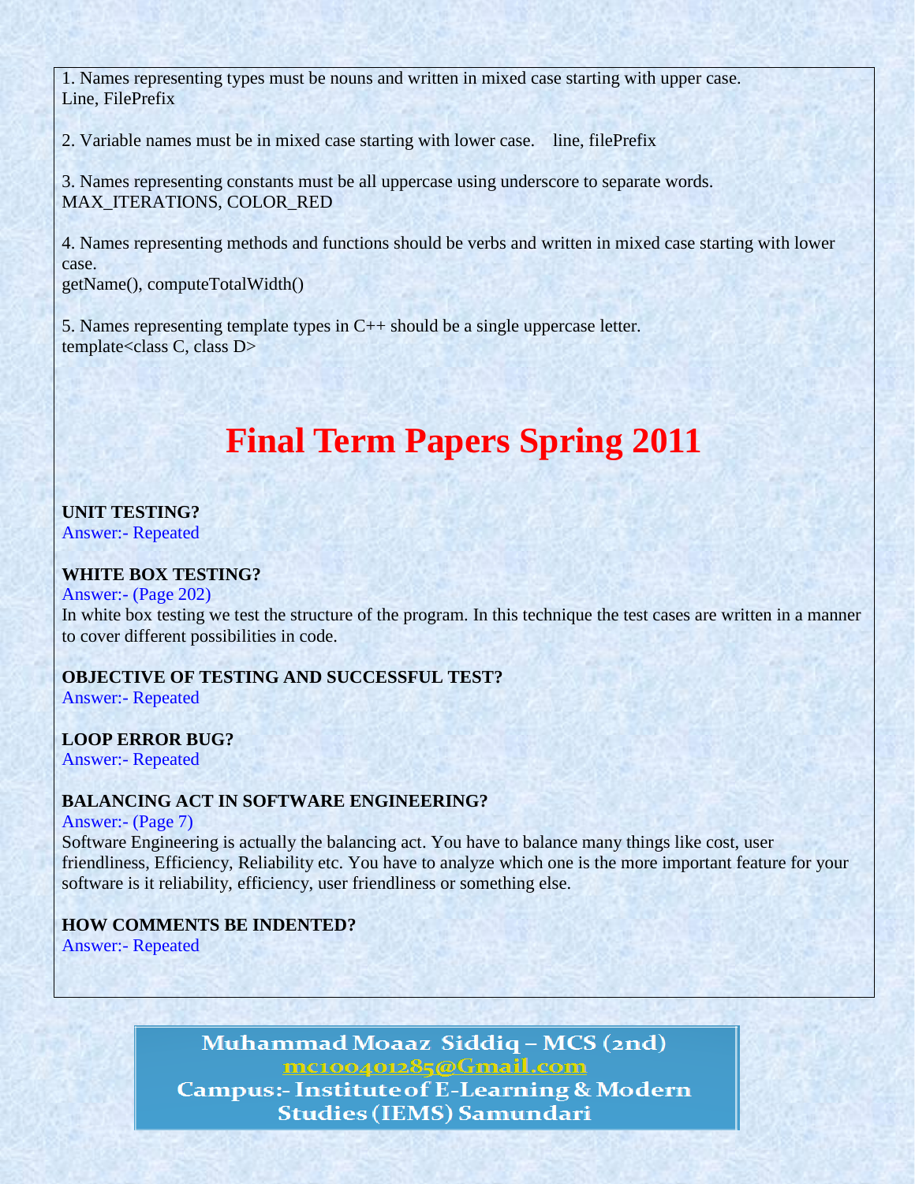1. Names representing types must be nouns and written in mixed case starting with upper case.
Line, FilePrefix

2. Variable names must be in mixed case starting with lower case.    line, filePrefix

3. Names representing constants must be all uppercase using underscore to separate words.
MAX_ITERATIONS, COLOR_RED

4. Names representing methods and functions should be verbs and written in mixed case starting with lower case.
getName(), computeTotalWidth()

5. Names representing template types in C++ should be a single uppercase letter.
template<class C, class D>

# Final Term Papers Spring 2011

**UNIT TESTING?**
Answer:- Repeated

**WHITE BOX TESTING?**
Answer:- (Page 202)
In white box testing we test the structure of the program. In this technique the test cases are written in a manner to cover different possibilities in code.

**OBJECTIVE OF TESTING AND SUCCESSFUL TEST?**
Answer:- Repeated

**LOOP ERROR BUG?**
Answer:- Repeated

**BALANCING ACT IN SOFTWARE ENGINEERING?**
Answer:- (Page 7)
Software Engineering is actually the balancing act. You have to balance many things like cost, user friendliness, Efficiency, Reliability etc. You have to analyze which one is the more important feature for your software is it reliability, efficiency, user friendliness or something else.

**HOW COMMENTS BE INDENTED?**
Answer:- Repeated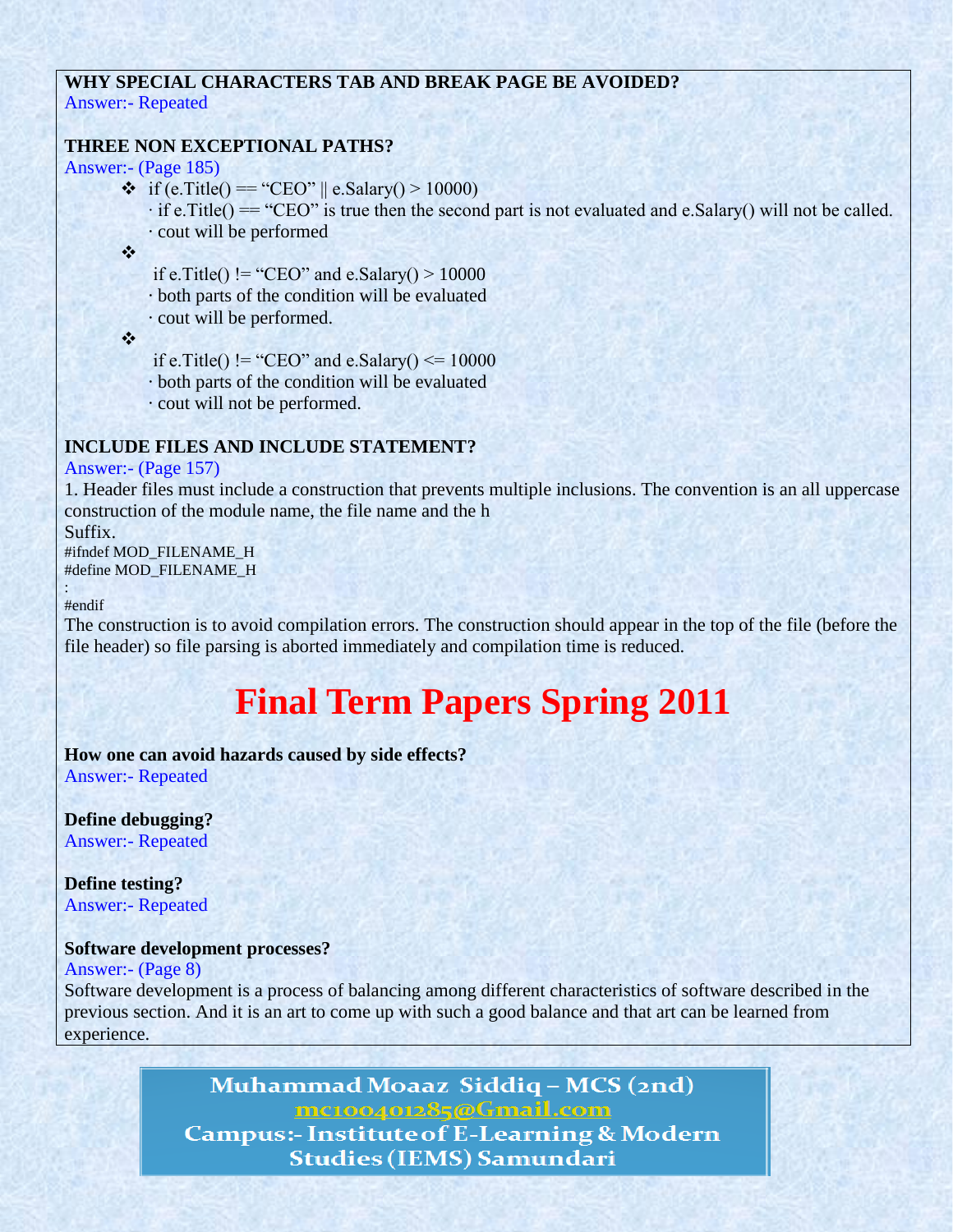**WHY SPECIAL CHARACTERS TAB AND BREAK PAGE BE AVOIDED?**
Answer:- Repeated

**THREE NON EXCEPTIONAL PATHS?**
Answer:- (Page 185)

- if (e.Title() == "CEO" || e.Salary() > 10000)
  · if e.Title() == "CEO" is true then the second part is not evaluated and e.Salary() will not be called.
  · cout will be performed
- if e.Title() != "CEO" and e.Salary() > 10000
  · both parts of the condition will be evaluated
  · cout will be performed.
- if e.Title() != "CEO" and e.Salary() <= 10000
  · both parts of the condition will be evaluated
  · cout will not be performed.

**INCLUDE FILES AND INCLUDE STATEMENT?**
Answer:- (Page 157)

1. Header files must include a construction that prevents multiple inclusions. The convention is an all uppercase construction of the module name, the file name and the h
Suffix.

```
#ifndef MOD_FILENAME_H
#define MOD_FILENAME_H
:
#endif
```

The construction is to avoid compilation errors. The construction should appear in the top of the file (before the file header) so file parsing is aborted immediately and compilation time is reduced.

# Final Term Papers Spring 2011

**How one can avoid hazards caused by side effects?**
Answer:- Repeated

**Define debugging?**
Answer:- Repeated

**Define testing?**
Answer:- Repeated

**Software development processes?**
Answer:- (Page 8)
Software development is a process of balancing among different characteristics of software described in the previous section. And it is an art to come up with such a good balance and that art can be learned from experience.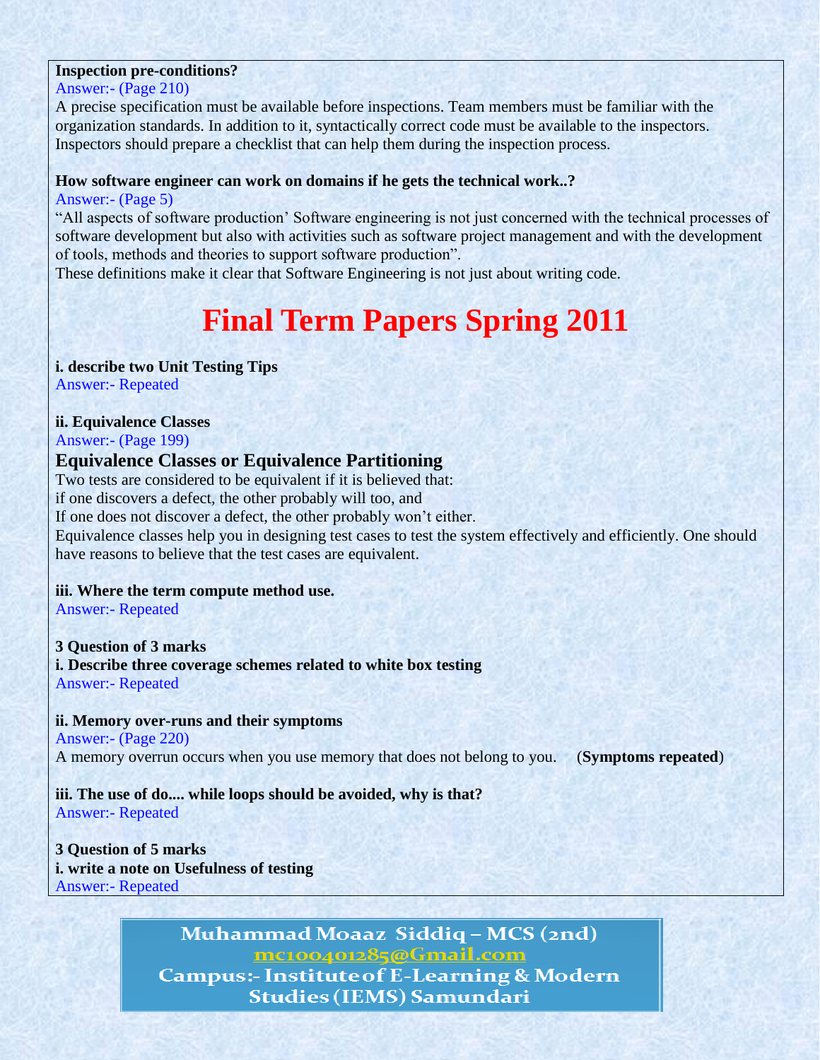**Inspection pre-conditions?**

Answer:- (Page 210)

A precise specification must be available before inspections. Team members must be familiar with the organization standards. In addition to it, syntactically correct code must be available to the inspectors. Inspectors should prepare a checklist that can help them during the inspection process.

**How software engineer can work on domains if he gets the technical work..?**

Answer:- (Page 5)

"All aspects of software production' Software engineering is not just concerned with the technical processes of software development but also with activities such as software project management and with the development of tools, methods and theories to support software production".

These definitions make it clear that Software Engineering is not just about writing code.

# Final Term Papers Spring 2011

**i. describe two Unit Testing Tips**

Answer:- Repeated

**ii. Equivalence Classes**

Answer:- (Page 199)

### Equivalence Classes or Equivalence Partitioning

Two tests are considered to be equivalent if it is believed that:

if one discovers a defect, the other probably will too, and

If one does not discover a defect, the other probably won't either.

Equivalence classes help you in designing test cases to test the system effectively and efficiently. One should have reasons to believe that the test cases are equivalent.

**iii. Where the term compute method use.**

Answer:- Repeated

**3 Question of 3 marks**

**i. Describe three coverage schemes related to white box testing**

Answer:- Repeated

**ii. Memory over-runs and their symptoms**

Answer:- (Page 220)

A memory overrun occurs when you use memory that does not belong to you. (**Symptoms repeated**)

**iii. The use of do.... while loops should be avoided, why is that?**

Answer:- Repeated

**3 Question of 5 marks**

**i. write a note on Usefulness of testing**

Answer:- Repeated

Muhammad Moaaz Siddiq – MCS (2nd)
mc100401285@Gmail.com
Campus:- Institute of E-Learning & Modern Studies (IEMS) Samundari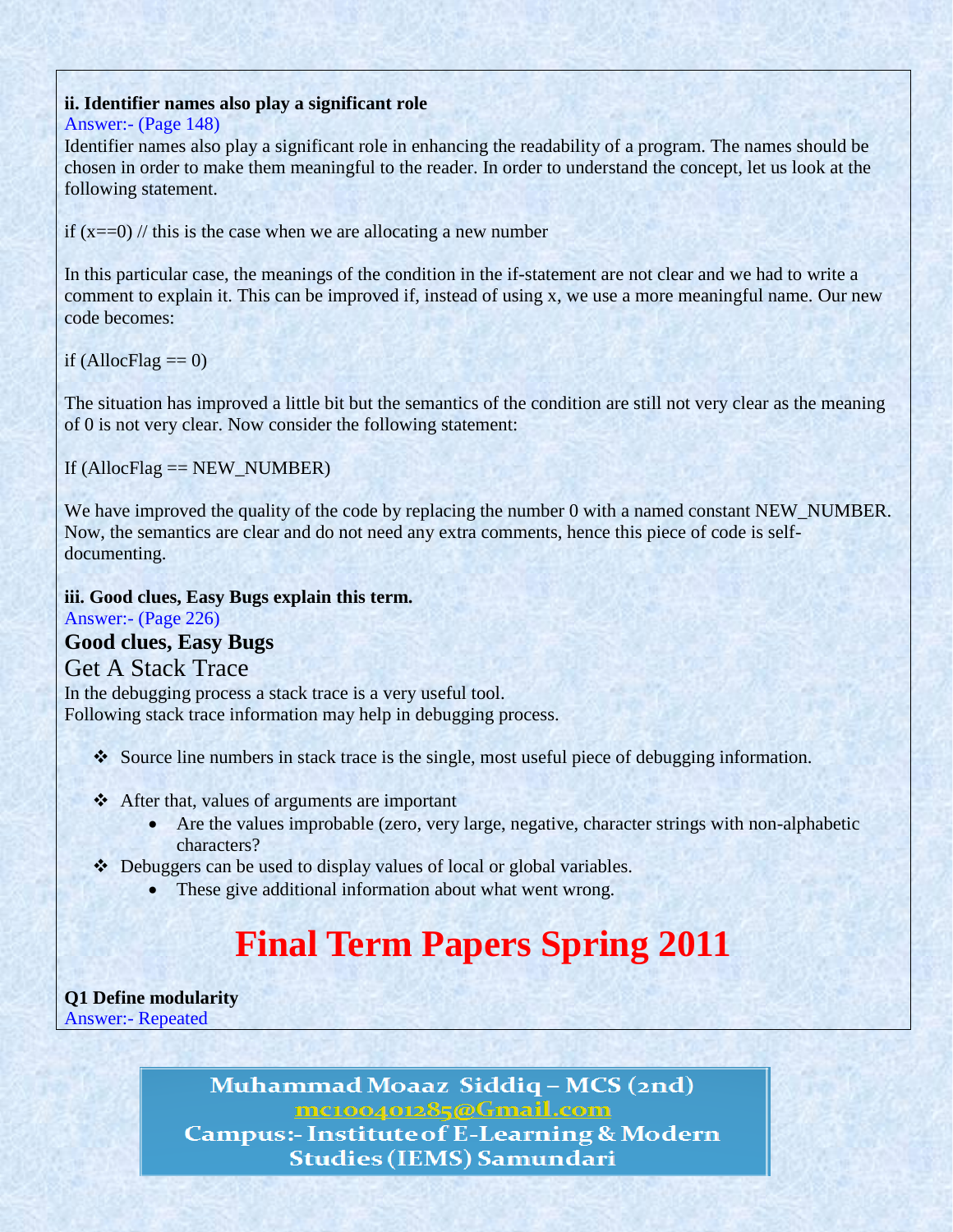**ii. Identifier names also play a significant role**

Answer:- (Page 148)

Identifier names also play a significant role in enhancing the readability of a program. The names should be chosen in order to make them meaningful to the reader. In order to understand the concept, let us look at the following statement.

if (x==0) // this is the case when we are allocating a new number

In this particular case, the meanings of the condition in the if-statement are not clear and we had to write a comment to explain it. This can be improved if, instead of using x, we use a more meaningful name. Our new code becomes:

if (AllocFlag == 0)

The situation has improved a little bit but the semantics of the condition are still not very clear as the meaning of 0 is not very clear. Now consider the following statement:

If (AllocFlag == NEW_NUMBER)

We have improved the quality of the code by replacing the number 0 with a named constant NEW_NUMBER. Now, the semantics are clear and do not need any extra comments, hence this piece of code is self-documenting.

**iii. Good clues, Easy Bugs explain this term.**

Answer:- (Page 226)

**Good clues, Easy Bugs**

Get A Stack Trace

In the debugging process a stack trace is a very useful tool.
Following stack trace information may help in debugging process.

- Source line numbers in stack trace is the single, most useful piece of debugging information.
- After that, values of arguments are important
  - Are the values improbable (zero, very large, negative, character strings with non-alphabetic characters?
- Debuggers can be used to display values of local or global variables.
  - These give additional information about what went wrong.

# Final Term Papers Spring 2011

**Q1 Define modularity**

Answer:- Repeated

Muhammad Moaaz Siddiq – MCS (2nd)
mc100401285@Gmail.com
Campus:- Institute of E-Learning & Modern Studies (IEMS) Samundari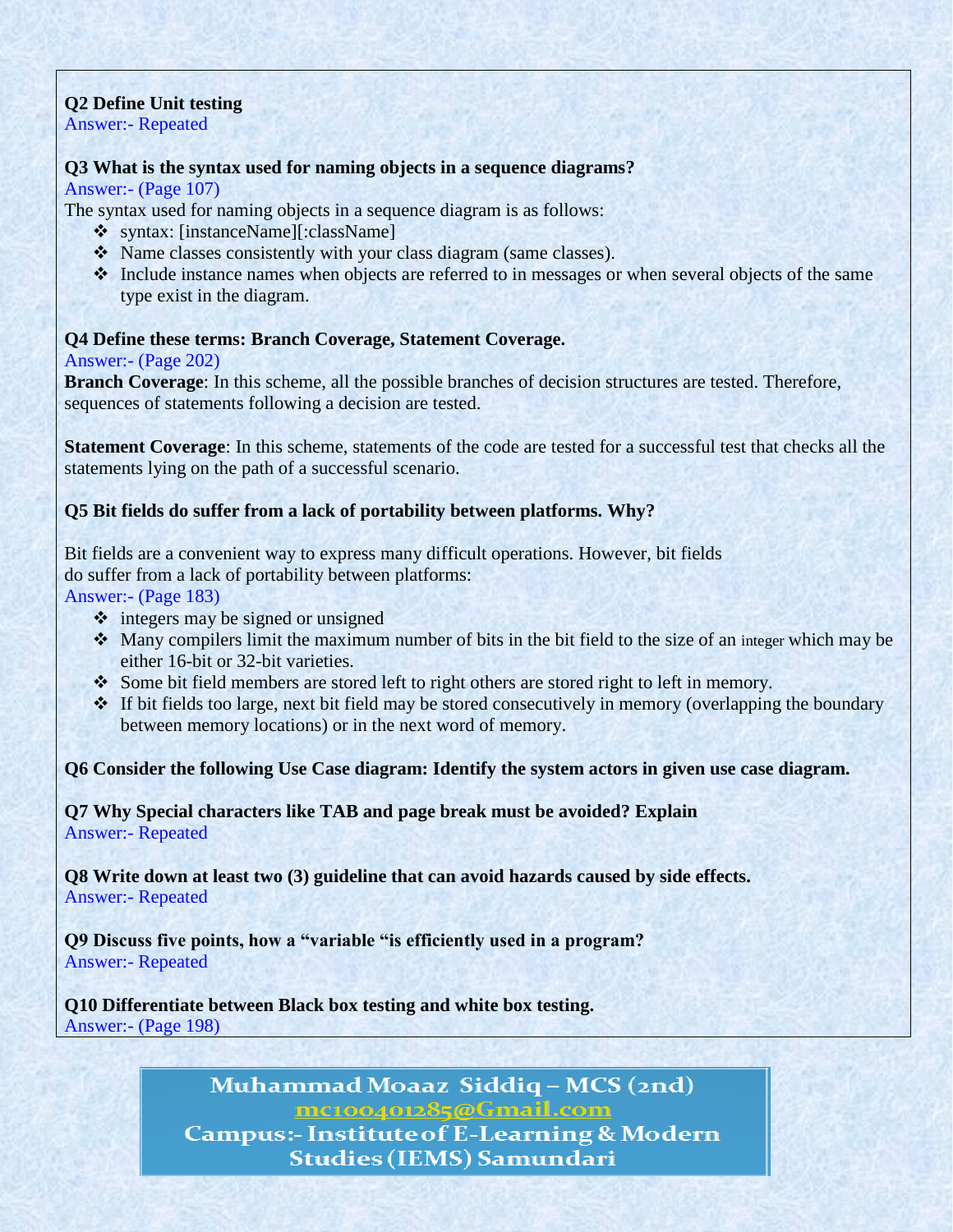**Q2 Define Unit testing**
Answer:- Repeated

**Q3 What is the syntax used for naming objects in a sequence diagrams?**
Answer:- (Page 107)
The syntax used for naming objects in a sequence diagram is as follows:

- syntax: [instanceName][:className]
- Name classes consistently with your class diagram (same classes).
- Include instance names when objects are referred to in messages or when several objects of the same type exist in the diagram.

**Q4 Define these terms: Branch Coverage, Statement Coverage.**
Answer:- (Page 202)
**Branch Coverage**: In this scheme, all the possible branches of decision structures are tested. Therefore, sequences of statements following a decision are tested.

**Statement Coverage**: In this scheme, statements of the code are tested for a successful test that checks all the statements lying on the path of a successful scenario.

**Q5 Bit fields do suffer from a lack of portability between platforms. Why?**

Bit fields are a convenient way to express many difficult operations. However, bit fields do suffer from a lack of portability between platforms:
Answer:- (Page 183)

- integers may be signed or unsigned
- Many compilers limit the maximum number of bits in the bit field to the size of an integer which may be either 16-bit or 32-bit varieties.
- Some bit field members are stored left to right others are stored right to left in memory.
- If bit fields too large, next bit field may be stored consecutively in memory (overlapping the boundary between memory locations) or in the next word of memory.

**Q6 Consider the following Use Case diagram: Identify the system actors in given use case diagram.**

**Q7 Why Special characters like TAB and page break must be avoided? Explain**
Answer:- Repeated

**Q8 Write down at least two (3) guideline that can avoid hazards caused by side effects.**
Answer:- Repeated

**Q9 Discuss five points, how a "variable "is efficiently used in a program?**
Answer:- Repeated

**Q10 Differentiate between Black box testing and white box testing.**
Answer:- (Page 198)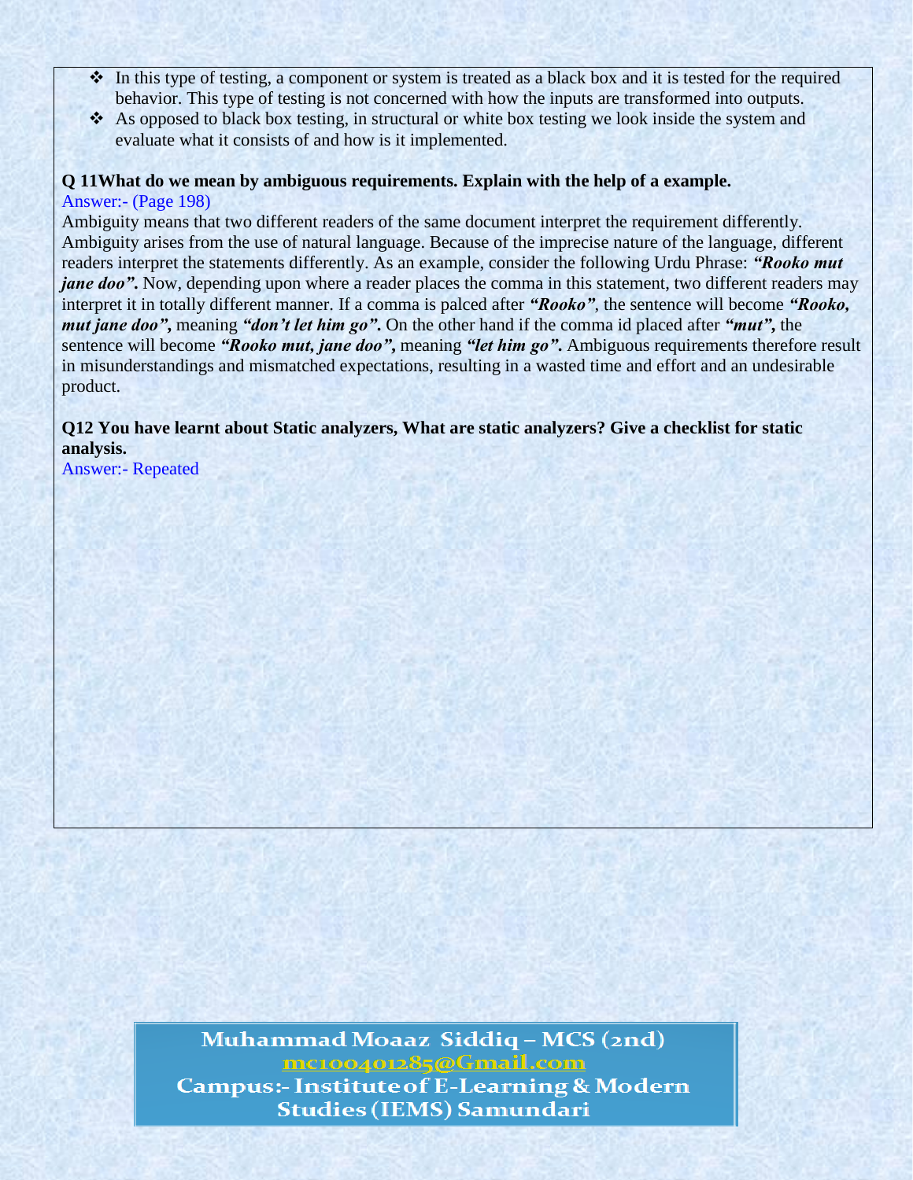- ❖ In this type of testing, a component or system is treated as a black box and it is tested for the required behavior. This type of testing is not concerned with how the inputs are transformed into outputs.
- ❖ As opposed to black box testing, in structural or white box testing we look inside the system and evaluate what it consists of and how is it implemented.

**Q 11What do we mean by ambiguous requirements. Explain with the help of a example.**

Answer:- (Page 198)

Ambiguity means that two different readers of the same document interpret the requirement differently. Ambiguity arises from the use of natural language. Because of the imprecise nature of the language, different readers interpret the statements differently. As an example, consider the following Urdu Phrase: ***"Rooko mut jane doo".*** Now, depending upon where a reader places the comma in this statement, two different readers may interpret it in totally different manner. If a comma is palced after ***"Rooko"***, the sentence will become ***"Rooko, mut jane doo",*** meaning ***"don't let him go".*** On the other hand if the comma id placed after ***"mut",*** the sentence will become ***"Rooko mut, jane doo",*** meaning ***"let him go".*** Ambiguous requirements therefore result in misunderstandings and mismatched expectations, resulting in a wasted time and effort and an undesirable product.

**Q12 You have learnt about Static analyzers, What are static analyzers? Give a checklist for static analysis.**

Answer:- Repeated

Muhammad Moaaz Siddiq – MCS (2nd)
mc100401285@Gmail.com
Campus:- Institute of E-Learning & Modern Studies (IEMS) Samundari